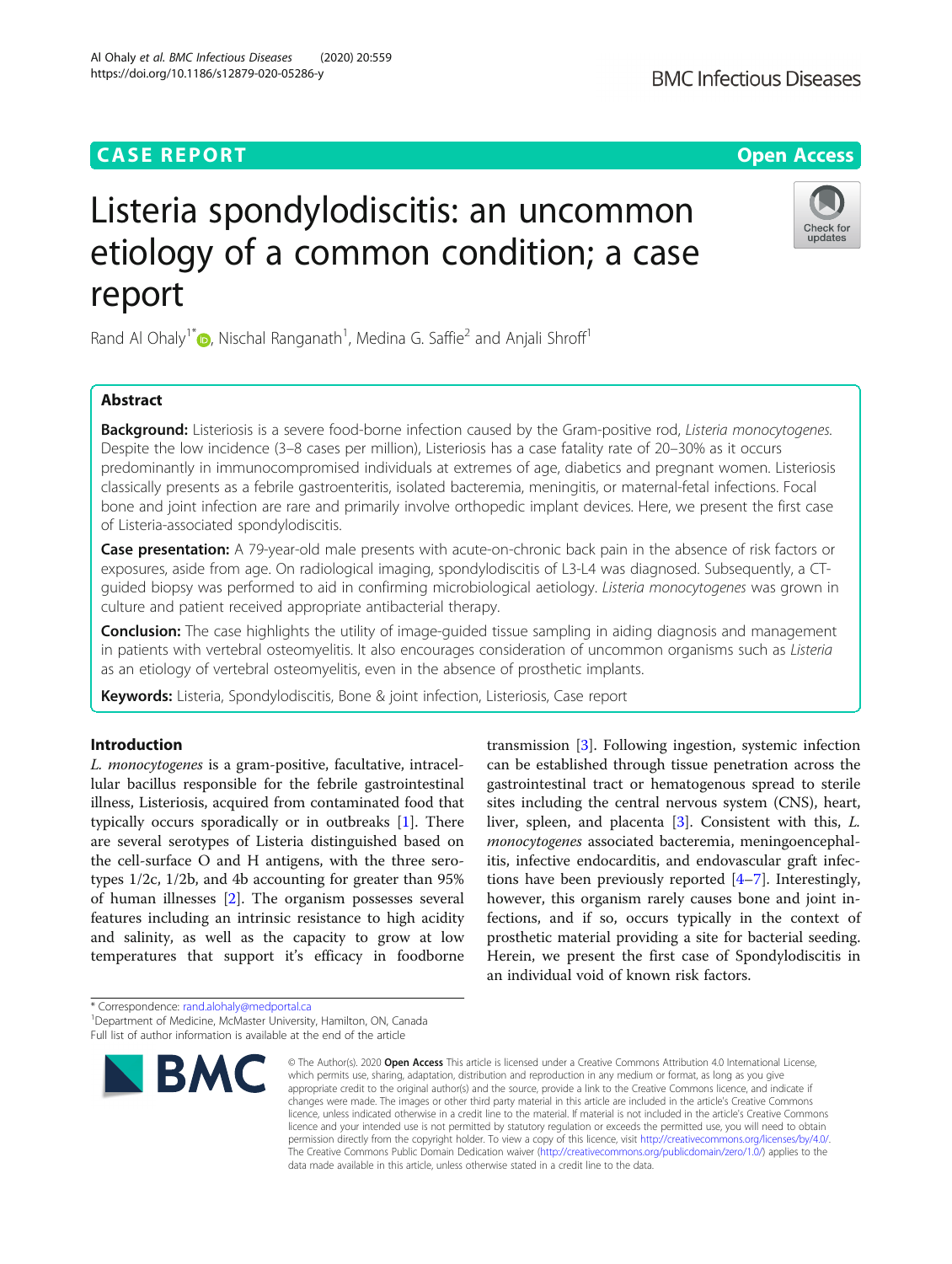CASE REPORT — Open Access

# Listeria spondylodiscitis: an uncommon etiology of a common condition; a case report

Rand Al Ohaly[1*], Nischal Ranganath[1], Medina G. Saffie[2] and Anjali Shroff[1]

## Abstract

**Background:** Listeriosis is a severe food-borne infection caused by the Gram-positive rod, *Listeria monocytogenes*. Despite the low incidence (3–8 cases per million), Listeriosis has a case fatality rate of 20–30% as it occurs predominantly in immunocompromised individuals at extremes of age, diabetics and pregnant women. Listeriosis classically presents as a febrile gastroenteritis, isolated bacteremia, meningitis, or maternal-fetal infections. Focal bone and joint infection are rare and primarily involve orthopedic implant devices. Here, we present the first case of Listeria-associated spondylodiscitis.

**Case presentation:** A 79-year-old male presents with acute-on-chronic back pain in the absence of risk factors or exposures, aside from age. On radiological imaging, spondylodiscitis of L3-L4 was diagnosed. Subsequently, a CT-guided biopsy was performed to aid in confirming microbiological aetiology. *Listeria monocytogenes* was grown in culture and patient received appropriate antibacterial therapy.

**Conclusion:** The case highlights the utility of image-guided tissue sampling in aiding diagnosis and management in patients with vertebral osteomyelitis. It also encourages consideration of uncommon organisms such as *Listeria* as an etiology of vertebral osteomyelitis, even in the absence of prosthetic implants.

**Keywords:** Listeria, Spondylodiscitis, Bone & joint infection, Listeriosis, Case report

## Introduction

*L. monocytogenes* is a gram-positive, facultative, intracellular bacillus responsible for the febrile gastrointestinal illness, Listeriosis, acquired from contaminated food that typically occurs sporadically or in outbreaks [1]. There are several serotypes of Listeria distinguished based on the cell-surface O and H antigens, with the three serotypes 1/2c, 1/2b, and 4b accounting for greater than 95% of human illnesses [2]. The organism possesses several features including an intrinsic resistance to high acidity and salinity, as well as the capacity to grow at low temperatures that support it's efficacy in foodborne transmission [3]. Following ingestion, systemic infection can be established through tissue penetration across the gastrointestinal tract or hematogenous spread to sterile sites including the central nervous system (CNS), heart, liver, spleen, and placenta [3]. Consistent with this, *L. monocytogenes* associated bacteremia, meningoencephalitis, infective endocarditis, and endovascular graft infections have been previously reported [4–7]. Interestingly, however, this organism rarely causes bone and joint infections, and if so, occurs typically in the context of prosthetic material providing a site for bacterial seeding. Herein, we present the first case of Spondylodiscitis in an individual void of known risk factors.

* Correspondence: rand.alohaly@medportal.ca
[1]Department of Medicine, McMaster University, Hamilton, ON, Canada
Full list of author information is available at the end of the article

© The Author(s). 2020 **Open Access** This article is licensed under a Creative Commons Attribution 4.0 International License, which permits use, sharing, adaptation, distribution and reproduction in any medium or format, as long as you give appropriate credit to the original author(s) and the source, provide a link to the Creative Commons licence, and indicate if changes were made. The images or other third party material in this article are included in the article's Creative Commons licence, unless indicated otherwise in a credit line to the material. If material is not included in the article's Creative Commons licence and your intended use is not permitted by statutory regulation or exceeds the permitted use, you will need to obtain permission directly from the copyright holder. To view a copy of this licence, visit http://creativecommons.org/licenses/by/4.0/. The Creative Commons Public Domain Dedication waiver (http://creativecommons.org/publicdomain/zero/1.0/) applies to the data made available in this article, unless otherwise stated in a credit line to the data.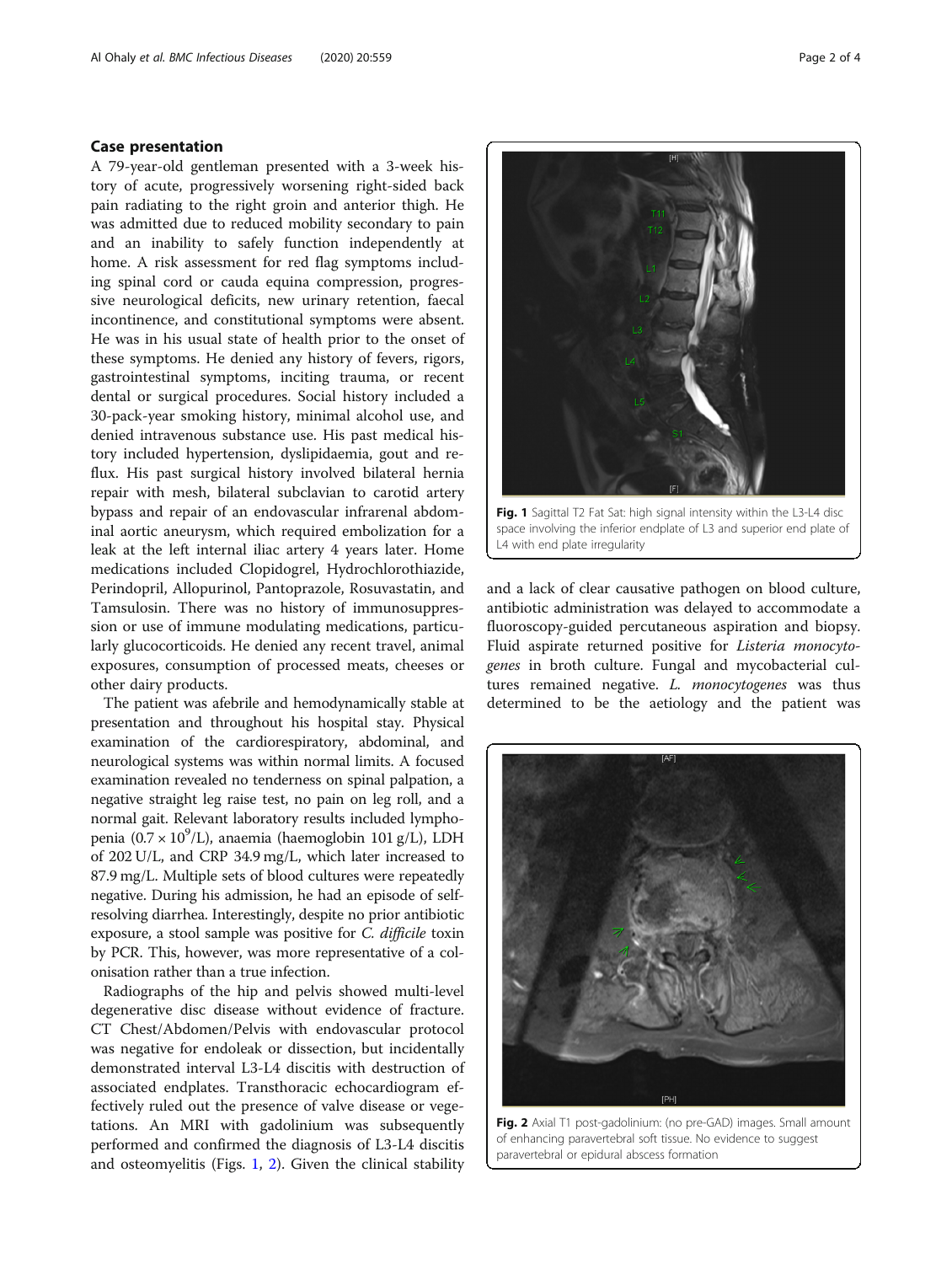## Case presentation

A 79-year-old gentleman presented with a 3-week history of acute, progressively worsening right-sided back pain radiating to the right groin and anterior thigh. He was admitted due to reduced mobility secondary to pain and an inability to safely function independently at home. A risk assessment for red flag symptoms including spinal cord or cauda equina compression, progressive neurological deficits, new urinary retention, faecal incontinence, and constitutional symptoms were absent. He was in his usual state of health prior to the onset of these symptoms. He denied any history of fevers, rigors, gastrointestinal symptoms, inciting trauma, or recent dental or surgical procedures. Social history included a 30-pack-year smoking history, minimal alcohol use, and denied intravenous substance use. His past medical history included hypertension, dyslipidaemia, gout and reflux. His past surgical history involved bilateral hernia repair with mesh, bilateral subclavian to carotid artery bypass and repair of an endovascular infrarenal abdominal aortic aneurysm, which required embolization for a leak at the left internal iliac artery 4 years later. Home medications included Clopidogrel, Hydrochlorothiazide, Perindopril, Allopurinol, Pantoprazole, Rosuvastatin, and Tamsulosin. There was no history of immunosuppression or use of immune modulating medications, particularly glucocorticoids. He denied any recent travel, animal exposures, consumption of processed meats, cheeses or other dairy products.

The patient was afebrile and hemodynamically stable at presentation and throughout his hospital stay. Physical examination of the cardiorespiratory, abdominal, and neurological systems was within normal limits. A focused examination revealed no tenderness on spinal palpation, a negative straight leg raise test, no pain on leg roll, and a normal gait. Relevant laboratory results included lymphopenia ($0.7 \times 10^9$/L), anaemia (haemoglobin 101 g/L), LDH of 202 U/L, and CRP 34.9 mg/L, which later increased to 87.9 mg/L. Multiple sets of blood cultures were repeatedly negative. During his admission, he had an episode of self-resolving diarrhea. Interestingly, despite no prior antibiotic exposure, a stool sample was positive for *C. difficile* toxin by PCR. This, however, was more representative of a colonisation rather than a true infection.

Radiographs of the hip and pelvis showed multi-level degenerative disc disease without evidence of fracture. CT Chest/Abdomen/Pelvis with endovascular protocol was negative for endoleak or dissection, but incidentally demonstrated interval L3-L4 discitis with destruction of associated endplates. Transthoracic echocardiogram effectively ruled out the presence of valve disease or vegetations. An MRI with gadolinium was subsequently performed and confirmed the diagnosis of L3-L4 discitis and osteomyelitis (Figs. 1, 2). Given the clinical stability and a lack of clear causative pathogen on blood culture, antibiotic administration was delayed to accommodate a fluoroscopy-guided percutaneous aspiration and biopsy. Fluid aspirate returned positive for *Listeria monocytogenes* in broth culture. Fungal and mycobacterial cultures remained negative. *L. monocytogenes* was thus determined to be the aetiology and the patient was

**Fig. 1** Sagittal T2 Fat Sat: high signal intensity within the L3-L4 disc space involving the inferior endplate of L3 and superior end plate of L4 with end plate irregularity

**Fig. 2** Axial T1 post-gadolinium: (no pre-GAD) images. Small amount of enhancing paravertebral soft tissue. No evidence to suggest paravertebral or epidural abscess formation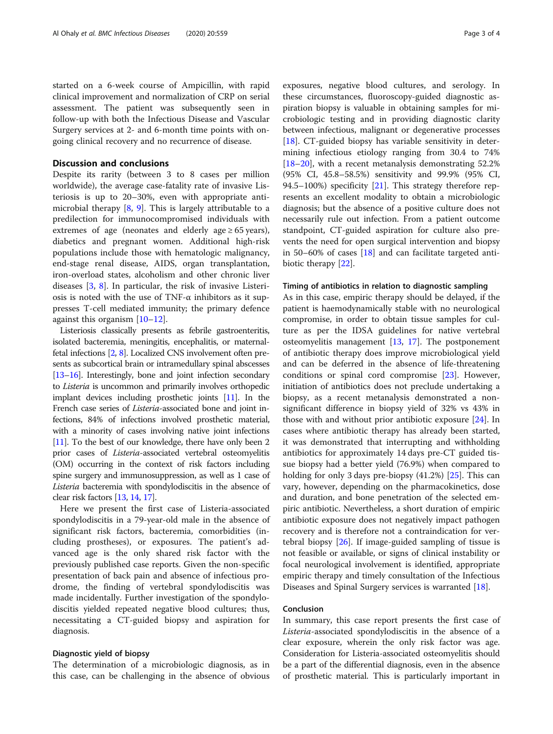started on a 6-week course of Ampicillin, with rapid clinical improvement and normalization of CRP on serial assessment. The patient was subsequently seen in follow-up with both the Infectious Disease and Vascular Surgery services at 2- and 6-month time points with ongoing clinical recovery and no recurrence of disease.

## Discussion and conclusions

Despite its rarity (between 3 to 8 cases per million worldwide), the average case-fatality rate of invasive Listeriosis is up to 20–30%, even with appropriate antimicrobial therapy [8, 9]. This is largely attributable to a predilection for immunocompromised individuals with extremes of age (neonates and elderly age ≥ 65 years), diabetics and pregnant women. Additional high-risk populations include those with hematologic malignancy, end-stage renal disease, AIDS, organ transplantation, iron-overload states, alcoholism and other chronic liver diseases [3, 8]. In particular, the risk of invasive Listeriosis is noted with the use of TNF-α inhibitors as it suppresses T-cell mediated immunity; the primary defence against this organism [10–12].

Listeriosis classically presents as febrile gastroenteritis, isolated bacteremia, meningitis, encephalitis, or maternal-fetal infections [2, 8]. Localized CNS involvement often presents as subcortical brain or intramedullary spinal abscesses [13–16]. Interestingly, bone and joint infection secondary to *Listeria* is uncommon and primarily involves orthopedic implant devices including prosthetic joints [11]. In the French case series of *Listeria*-associated bone and joint infections, 84% of infections involved prosthetic material, with a minority of cases involving native joint infections [11]. To the best of our knowledge, there have only been 2 prior cases of *Listeria*-associated vertebral osteomyelitis (OM) occurring in the context of risk factors including spine surgery and immunosuppression, as well as 1 case of *Listeria* bacteremia with spondylodiscitis in the absence of clear risk factors [13, 14, 17].

Here we present the first case of Listeria-associated spondylodiscitis in a 79-year-old male in the absence of significant risk factors, bacteremia, comorbidities (including prostheses), or exposures. The patient's advanced age is the only shared risk factor with the previously published case reports. Given the non-specific presentation of back pain and absence of infectious prodrome, the finding of vertebral spondylodiscitis was made incidentally. Further investigation of the spondylodiscitis yielded repeated negative blood cultures; thus, necessitating a CT-guided biopsy and aspiration for diagnosis.

### Diagnostic yield of biopsy

The determination of a microbiologic diagnosis, as in this case, can be challenging in the absence of obvious exposures, negative blood cultures, and serology. In these circumstances, fluoroscopy-guided diagnostic aspiration biopsy is valuable in obtaining samples for microbiologic testing and in providing diagnostic clarity between infectious, malignant or degenerative processes [18]. CT-guided biopsy has variable sensitivity in determining infectious etiology ranging from 30.4 to 74% [18–20], with a recent metanalysis demonstrating 52.2% (95% CI, 45.8–58.5%) sensitivity and 99.9% (95% CI, 94.5–100%) specificity [21]. This strategy therefore represents an excellent modality to obtain a microbiologic diagnosis; but the absence of a positive culture does not necessarily rule out infection. From a patient outcome standpoint, CT-guided aspiration for culture also prevents the need for open surgical intervention and biopsy in 50–60% of cases [18] and can facilitate targeted antibiotic therapy [22].

### Timing of antibiotics in relation to diagnostic sampling

As in this case, empiric therapy should be delayed, if the patient is haemodynamically stable with no neurological compromise, in order to obtain tissue samples for culture as per the IDSA guidelines for native vertebral osteomyelitis management [13, 17]. The postponement of antibiotic therapy does improve microbiological yield and can be deferred in the absence of life-threatening conditions or spinal cord compromise [23]. However, initiation of antibiotics does not preclude undertaking a biopsy, as a recent metanalysis demonstrated a non-significant difference in biopsy yield of 32% vs 43% in those with and without prior antibiotic exposure [24]. In cases where antibiotic therapy has already been started, it was demonstrated that interrupting and withholding antibiotics for approximately 14 days pre-CT guided tissue biopsy had a better yield (76.9%) when compared to holding for only 3 days pre-biopsy (41.2%) [25]. This can vary, however, depending on the pharmacokinetics, dose and duration, and bone penetration of the selected empiric antibiotic. Nevertheless, a short duration of empiric antibiotic exposure does not negatively impact pathogen recovery and is therefore not a contraindication for vertebral biopsy [26]. If image-guided sampling of tissue is not feasible or available, or signs of clinical instability or focal neurological involvement is identified, appropriate empiric therapy and timely consultation of the Infectious Diseases and Spinal Surgery services is warranted [18].

### Conclusion

In summary, this case report presents the first case of *Listeria*-associated spondylodiscitis in the absence of a clear exposure, wherein the only risk factor was age. Consideration for Listeria-associated osteomyelitis should be a part of the differential diagnosis, even in the absence of prosthetic material. This is particularly important in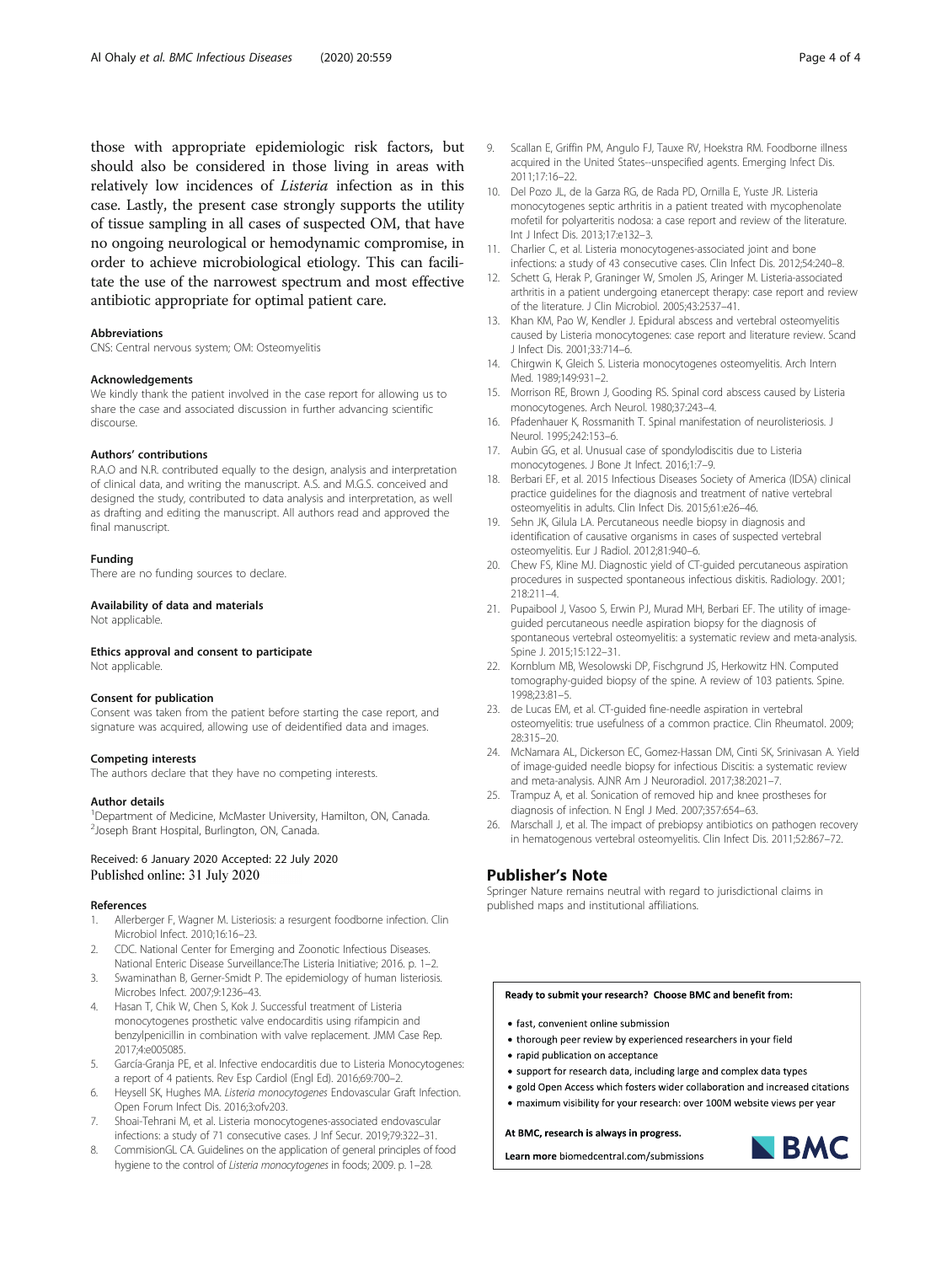those with appropriate epidemiologic risk factors, but should also be considered in those living in areas with relatively low incidences of *Listeria* infection as in this case. Lastly, the present case strongly supports the utility of tissue sampling in all cases of suspected OM, that have no ongoing neurological or hemodynamic compromise, in order to achieve microbiological etiology. This can facilitate the use of the narrowest spectrum and most effective antibiotic appropriate for optimal patient care.

#### Abbreviations
CNS: Central nervous system; OM: Osteomyelitis

#### Acknowledgements
We kindly thank the patient involved in the case report for allowing us to share the case and associated discussion in further advancing scientific discourse.

#### Authors' contributions
R.A.O and N.R. contributed equally to the design, analysis and interpretation of clinical data, and writing the manuscript. A.S. and M.G.S. conceived and designed the study, contributed to data analysis and interpretation, as well as drafting and editing the manuscript. All authors read and approved the final manuscript.

#### Funding
There are no funding sources to declare.

#### Availability of data and materials
Not applicable.

#### Ethics approval and consent to participate
Not applicable.

#### Consent for publication
Consent was taken from the patient before starting the case report, and signature was acquired, allowing use of deidentified data and images.

#### Competing interests
The authors declare that they have no competing interests.

#### Author details
[1]Department of Medicine, McMaster University, Hamilton, ON, Canada.
[2]Joseph Brant Hospital, Burlington, ON, Canada.

Received: 6 January 2020 Accepted: 22 July 2020
Published online: 31 July 2020

#### References
1. Allerberger F, Wagner M. Listeriosis: a resurgent foodborne infection. Clin Microbiol Infect. 2010;16:16–23.
2. CDC. National Center for Emerging and Zoonotic Infectious Diseases. National Enteric Disease Surveillance:The Listeria Initiative; 2016. p. 1–2.
3. Swaminathan B, Gerner-Smidt P. The epidemiology of human listeriosis. Microbes Infect. 2007;9:1236–43.
4. Hasan T, Chik W, Chen S, Kok J. Successful treatment of Listeria monocytogenes prosthetic valve endocarditis using rifampicin and benzylpenicillin in combination with valve replacement. JMM Case Rep. 2017;4:e005085.
5. García-Granja PE, et al. Infective endocarditis due to Listeria Monocytogenes: a report of 4 patients. Rev Esp Cardiol (Engl Ed). 2016;69:700–2.
6. Heysell SK, Hughes MA. *Listeria monocytogenes* Endovascular Graft Infection. Open Forum Infect Dis. 2016;3:ofv203.
7. Shoai-Tehrani M, et al. Listeria monocytogenes-associated endovascular infections: a study of 71 consecutive cases. J Inf Secur. 2019;79:322–31.
8. CommisionGL CA. Guidelines on the application of general principles of food hygiene to the control of *Listeria monocytogenes* in foods; 2009. p. 1–28.
9. Scallan E, Griffin PM, Angulo FJ, Tauxe RV, Hoekstra RM. Foodborne illness acquired in the United States--unspecified agents. Emerging Infect Dis. 2011;17:16–22.
10. Del Pozo JL, de la Garza RG, de Rada PD, Ornilla E, Yuste JR. Listeria monocytogenes septic arthritis in a patient treated with mycophenolate mofetil for polyarteritis nodosa: a case report and review of the literature. Int J Infect Dis. 2013;17:e132–3.
11. Charlier C, et al. Listeria monocytogenes-associated joint and bone infections: a study of 43 consecutive cases. Clin Infect Dis. 2012;54:240–8.
12. Schett G, Herak P, Graninger W, Smolen JS, Aringer M. Listeria-associated arthritis in a patient undergoing etanercept therapy: case report and review of the literature. J Clin Microbiol. 2005;43:2537–41.
13. Khan KM, Pao W, Kendler J. Epidural abscess and vertebral osteomyelitis caused by Listeria monocytogenes: case report and literature review. Scand J Infect Dis. 2001;33:714–6.
14. Chirgwin K, Gleich S. Listeria monocytogenes osteomyelitis. Arch Intern Med. 1989;149:931–2.
15. Morrison RE, Brown J, Gooding RS. Spinal cord abscess caused by Listeria monocytogenes. Arch Neurol. 1980;37:243–4.
16. Pfadenhauer K, Rossmanith T. Spinal manifestation of neurolisteriosis. J Neurol. 1995;242:153–6.
17. Aubin GG, et al. Unusual case of spondylodiscitis due to Listeria monocytogenes. J Bone Jt Infect. 2016;1:7–9.
18. Berbari EF, et al. 2015 Infectious Diseases Society of America (IDSA) clinical practice guidelines for the diagnosis and treatment of native vertebral osteomyelitis in adults. Clin Infect Dis. 2015;61:e26–46.
19. Sehn JK, Gilula LA. Percutaneous needle biopsy in diagnosis and identification of causative organisms in cases of suspected vertebral osteomyelitis. Eur J Radiol. 2012;81:940–6.
20. Chew FS, Kline MJ. Diagnostic yield of CT-guided percutaneous aspiration procedures in suspected spontaneous infectious diskitis. Radiology. 2001; 218:211–4.
21. Pupaibool J, Vasoo S, Erwin PJ, Murad MH, Berbari EF. The utility of image-guided percutaneous needle aspiration biopsy for the diagnosis of spontaneous vertebral osteomyelitis: a systematic review and meta-analysis. Spine J. 2015;15:122–31.
22. Kornblum MB, Wesolowski DP, Fischgrund JS, Herkowitz HN. Computed tomography-guided biopsy of the spine. A review of 103 patients. Spine. 1998;23:81–5.
23. de Lucas EM, et al. CT-guided fine-needle aspiration in vertebral osteomyelitis: true usefulness of a common practice. Clin Rheumatol. 2009; 28:315–20.
24. McNamara AL, Dickerson EC, Gomez-Hassan DM, Cinti SK, Srinivasan A. Yield of image-guided needle biopsy for infectious Discitis: a systematic review and meta-analysis. AJNR Am J Neuroradiol. 2017;38:2021–7.
25. Trampuz A, et al. Sonication of removed hip and knee prostheses for diagnosis of infection. N Engl J Med. 2007;357:654–63.
26. Marschall J, et al. The impact of prebiopsy antibiotics on pathogen recovery in hematogenous vertebral osteomyelitis. Clin Infect Dis. 2011;52:867–72.

## Publisher's Note
Springer Nature remains neutral with regard to jurisdictional claims in published maps and institutional affiliations.

**Ready to submit your research? Choose BMC and benefit from:**

- fast, convenient online submission
- thorough peer review by experienced researchers in your field
- rapid publication on acceptance
- support for research data, including large and complex data types
- gold Open Access which fosters wider collaboration and increased citations
- maximum visibility for your research: over 100M website views per year

**At BMC, research is always in progress.**

**Learn more** biomedcentral.com/submissions

BMC